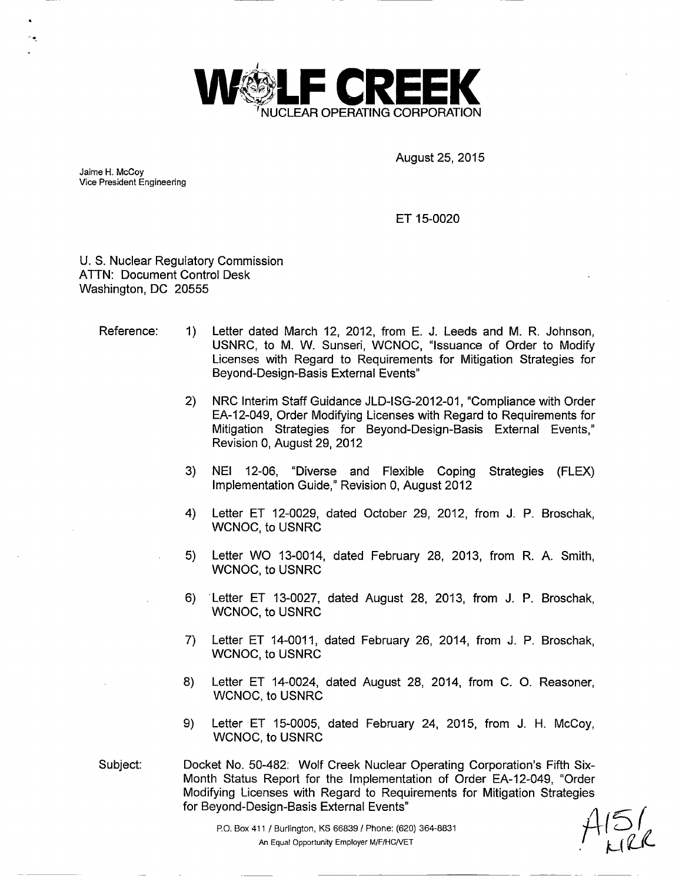**WOLF CREEK**
NUCLEAR OPERATING CORPORATION

August 25, 2015

Jaime H. McCoy
Vice President Engineering

ET 15-0020

U. S. Nuclear Regulatory Commission
ATTN: Document Control Desk
Washington, DC 20555

Reference:

1) Letter dated March 12, 2012, from E. J. Leeds and M. R. Johnson, USNRC, to M. W. Sunseri, WCNOC, "Issuance of Order to Modify Licenses with Regard to Requirements for Mitigation Strategies for Beyond-Design-Basis External Events"

2) NRC Interim Staff Guidance JLD-ISG-2012-01, "Compliance with Order EA-12-049, Order Modifying Licenses with Regard to Requirements for Mitigation Strategies for Beyond-Design-Basis External Events," Revision 0, August 29, 2012

3) NEI 12-06, "Diverse and Flexible Coping Strategies (FLEX) Implementation Guide," Revision 0, August 2012

4) Letter ET 12-0029, dated October 29, 2012, from J. P. Broschak, WCNOC, to USNRC

5) Letter WO 13-0014, dated February 28, 2013, from R. A. Smith, WCNOC, to USNRC

6) Letter ET 13-0027, dated August 28, 2013, from J. P. Broschak, WCNOC, to USNRC

7) Letter ET 14-0011, dated February 26, 2014, from J. P. Broschak, WCNOC, to USNRC

8) Letter ET 14-0024, dated August 28, 2014, from C. O. Reasoner, WCNOC, to USNRC

9) Letter ET 15-0005, dated February 24, 2015, from J. H. McCoy, WCNOC, to USNRC

Subject: Docket No. 50-482: Wolf Creek Nuclear Operating Corporation's Fifth Six-Month Status Report for the Implementation of Order EA-12-049, "Order Modifying Licenses with Regard to Requirements for Mitigation Strategies for Beyond-Design-Basis External Events"

P.O. Box 411 / Burlington, KS 66839 / Phone: (620) 364-8831
An Equal Opportunity Employer M/F/HC/VET

A151
NRR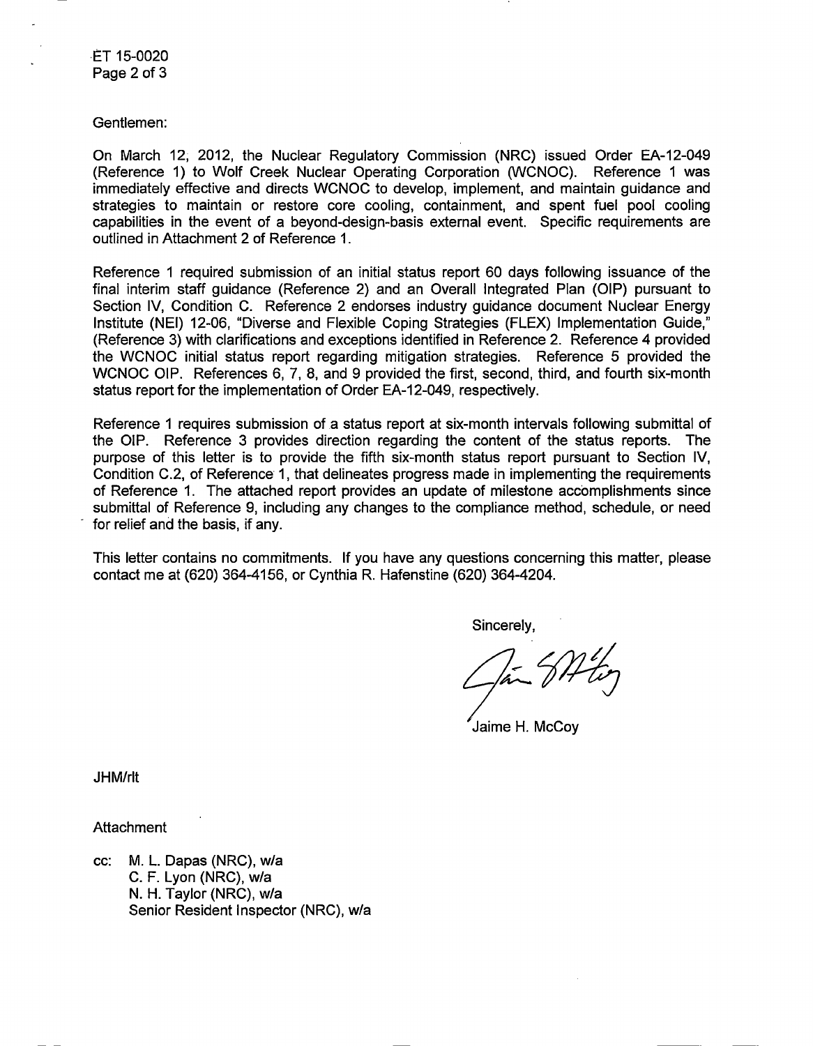Gentlemen:

On March 12, 2012, the Nuclear Regulatory Commission (NRC) issued Order EA-12-049 (Reference 1) to Wolf Creek Nuclear Operating Corporation (WCNOC). Reference 1 was immediately effective and directs WCNOC to develop, implement, and maintain guidance and strategies to maintain or restore core cooling, containment, and spent fuel pool cooling capabilities in the event of a beyond-design-basis external event. Specific requirements are outlined in Attachment 2 of Reference 1.

Reference 1 required submission of an initial status report 60 days following issuance of the final interim staff guidance (Reference 2) and an Overall Integrated Plan (OIP) pursuant to Section IV, Condition C. Reference 2 endorses industry guidance document Nuclear Energy Institute (NEI) 12-06, "Diverse and Flexible Coping Strategies (FLEX) Implementation Guide," (Reference 3) with clarifications and exceptions identified in Reference 2. Reference 4 provided the WCNOC initial status report regarding mitigation strategies. Reference 5 provided the WCNOC OIP. References 6, 7, 8, and 9 provided the first, second, third, and fourth six-month status report for the implementation of Order EA-12-049, respectively.

Reference 1 requires submission of a status report at six-month intervals following submittal of the OIP. Reference 3 provides direction regarding the content of the status reports. The purpose of this letter is to provide the fifth six-month status report pursuant to Section IV, Condition C.2, of Reference 1, that delineates progress made in implementing the requirements of Reference 1. The attached report provides an update of milestone accomplishments since submittal of Reference 9, including any changes to the compliance method, schedule, or need for relief and the basis, if any.

This letter contains no commitments. If you have any questions concerning this matter, please contact me at (620) 364-4156, or Cynthia R. Hafenstine (620) 364-4204.

Sincerely,

Jaime H. McCoy

JHM/rlt

Attachment

cc: M. L. Dapas (NRC), w/a
C. F. Lyon (NRC), w/a
N. H. Taylor (NRC), w/a
Senior Resident Inspector (NRC), w/a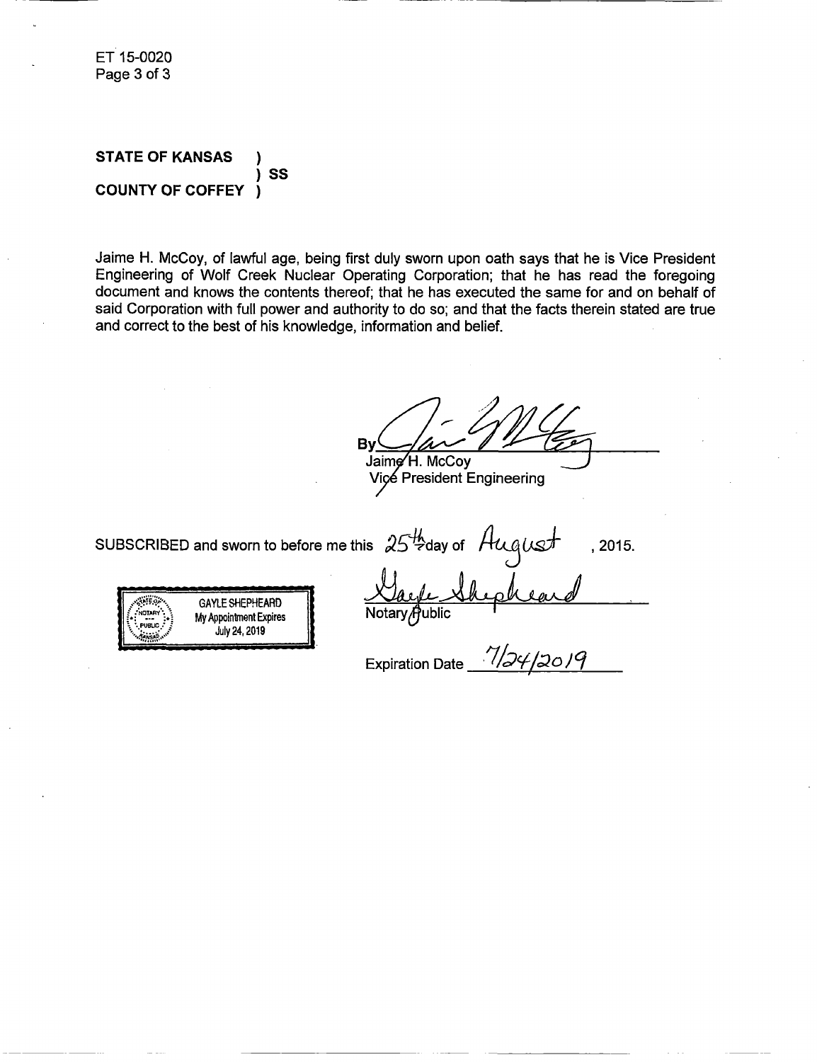ET 15-0020

**STATE OF KANSAS )**
**) SS**
**COUNTY OF COFFEY )**

Jaime H. McCoy, of lawful age, being first duly sworn upon oath says that he is Vice President Engineering of Wolf Creek Nuclear Operating Corporation; that he has read the foregoing document and knows the contents thereof; that he has executed the same for and on behalf of said Corporation with full power and authority to do so; and that the facts therein stated are true and correct to the best of his knowledge, information and belief.

By ______________________
Jaime H. McCoy
Vice President Engineering

SUBSCRIBED and sworn to before me this 25th day of August, 2015.

GAYLE SHEPHEARD
My Appointment Expires
July 24, 2019

______________________
Notary Public

Expiration Date 7/24/2019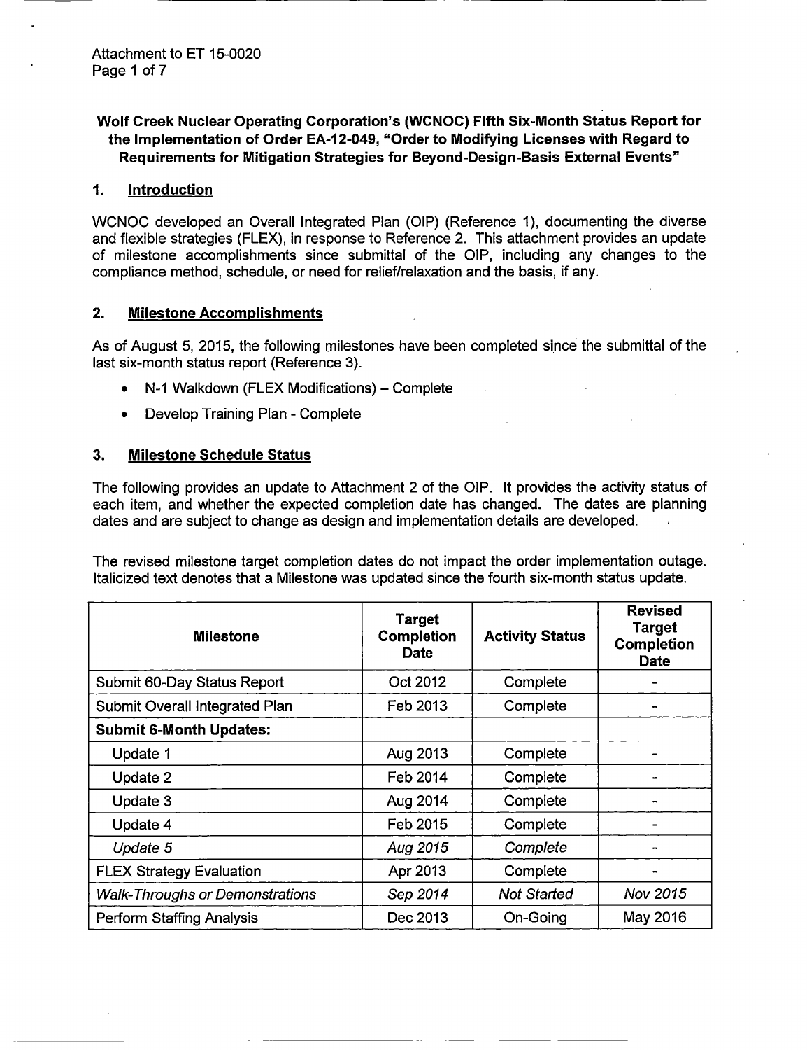Attachment to ET 15-0020

**Wolf Creek Nuclear Operating Corporation's (WCNOC) Fifth Six-Month Status Report for the Implementation of Order EA-12-049, "Order to Modifying Licenses with Regard to Requirements for Mitigation Strategies for Beyond-Design-Basis External Events"**

## 1. Introduction

WCNOC developed an Overall Integrated Plan (OIP) (Reference 1), documenting the diverse and flexible strategies (FLEX), in response to Reference 2. This attachment provides an update of milestone accomplishments since submittal of the OIP, including any changes to the compliance method, schedule, or need for relief/relaxation and the basis, if any.

## 2. Milestone Accomplishments

As of August 5, 2015, the following milestones have been completed since the submittal of the last six-month status report (Reference 3).

- N-1 Walkdown (FLEX Modifications) – Complete
- Develop Training Plan - Complete

## 3. Milestone Schedule Status

The following provides an update to Attachment 2 of the OIP. It provides the activity status of each item, and whether the expected completion date has changed. The dates are planning dates and are subject to change as design and implementation details are developed.

The revised milestone target completion dates do not impact the order implementation outage. Italicized text denotes that a Milestone was updated since the fourth six-month status update.

| Milestone | Target Completion Date | Activity Status | Revised Target Completion Date |
|---|---|---|---|
| Submit 60-Day Status Report | Oct 2012 | Complete | - |
| Submit Overall Integrated Plan | Feb 2013 | Complete | - |
| **Submit 6-Month Updates:** | | | |
| Update 1 | Aug 2013 | Complete | - |
| Update 2 | Feb 2014 | Complete | - |
| Update 3 | Aug 2014 | Complete | - |
| Update 4 | Feb 2015 | Complete | - |
| *Update 5* | *Aug 2015* | *Complete* | - |
| FLEX Strategy Evaluation | Apr 2013 | Complete | - |
| *Walk-Throughs or Demonstrations* | *Sep 2014* | *Not Started* | *Nov 2015* |
| Perform Staffing Analysis | Dec 2013 | On-Going | May 2016 |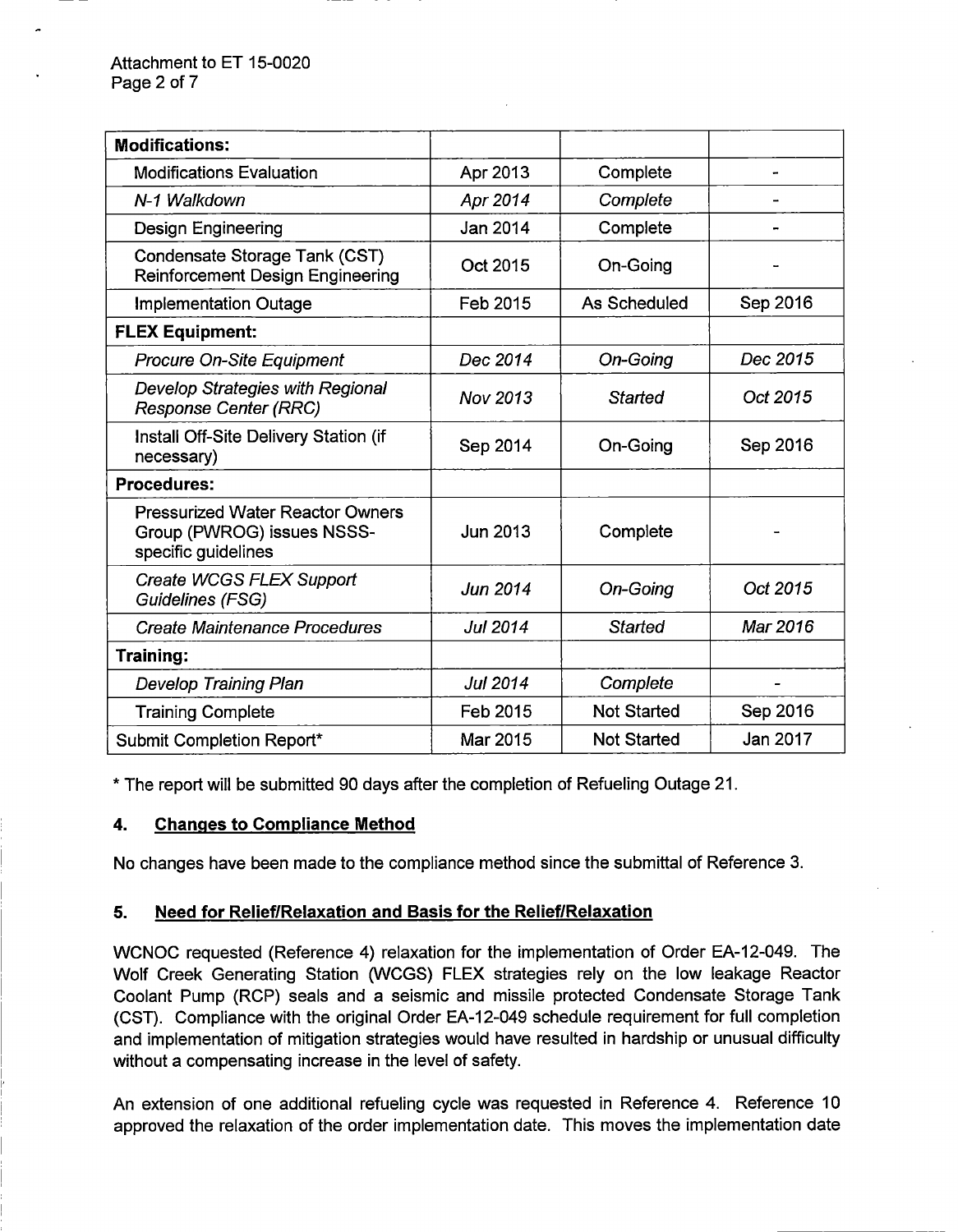| Modifications: | | | |
|---|---|---|---|
| Modifications Evaluation | Apr 2013 | Complete | - |
| *N-1 Walkdown* | *Apr 2014* | *Complete* | - |
| Design Engineering | Jan 2014 | Complete | - |
| Condensate Storage Tank (CST) Reinforcement Design Engineering | Oct 2015 | On-Going | - |
| Implementation Outage | Feb 2015 | As Scheduled | Sep 2016 |
| **FLEX Equipment:** | | | |
| *Procure On-Site Equipment* | *Dec 2014* | *On-Going* | *Dec 2015* |
| *Develop Strategies with Regional Response Center (RRC)* | *Nov 2013* | *Started* | *Oct 2015* |
| Install Off-Site Delivery Station (if necessary) | Sep 2014 | On-Going | Sep 2016 |
| **Procedures:** | | | |
| Pressurized Water Reactor Owners Group (PWROG) issues NSSS-specific guidelines | Jun 2013 | Complete | - |
| *Create WCGS FLEX Support Guidelines (FSG)* | *Jun 2014* | *On-Going* | *Oct 2015* |
| *Create Maintenance Procedures* | *Jul 2014* | *Started* | *Mar 2016* |
| **Training:** | | | |
| *Develop Training Plan* | *Jul 2014* | *Complete* | - |
| Training Complete | Feb 2015 | Not Started | Sep 2016 |
| Submit Completion Report* | Mar 2015 | Not Started | Jan 2017 |

* The report will be submitted 90 days after the completion of Refueling Outage 21.

## 4. Changes to Compliance Method

No changes have been made to the compliance method since the submittal of Reference 3.

## 5. Need for Relief/Relaxation and Basis for the Relief/Relaxation

WCNOC requested (Reference 4) relaxation for the implementation of Order EA-12-049. The Wolf Creek Generating Station (WCGS) FLEX strategies rely on the low leakage Reactor Coolant Pump (RCP) seals and a seismic and missile protected Condensate Storage Tank (CST). Compliance with the original Order EA-12-049 schedule requirement for full completion and implementation of mitigation strategies would have resulted in hardship or unusual difficulty without a compensating increase in the level of safety.

An extension of one additional refueling cycle was requested in Reference 4. Reference 10 approved the relaxation of the order implementation date. This moves the implementation date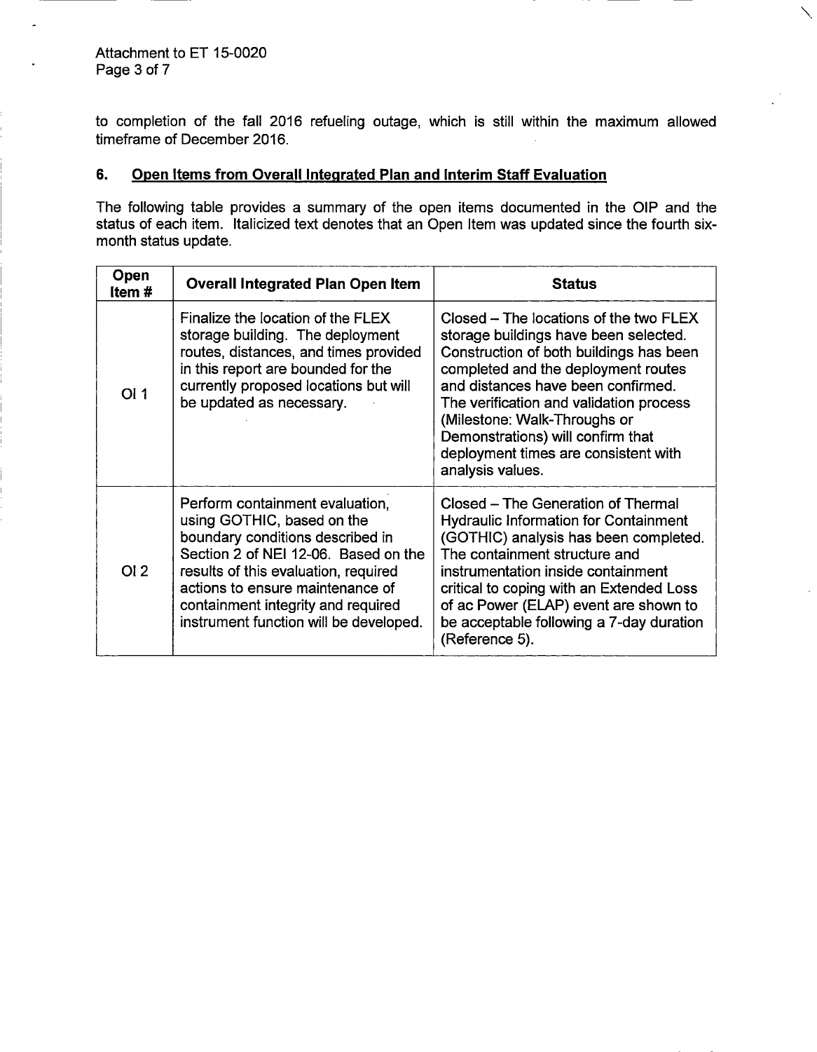to completion of the fall 2016 refueling outage, which is still within the maximum allowed timeframe of December 2016.

## 6. Open Items from Overall Integrated Plan and Interim Staff Evaluation

The following table provides a summary of the open items documented in the OIP and the status of each item. Italicized text denotes that an Open Item was updated since the fourth six-month status update.

| Open Item # | Overall Integrated Plan Open Item | Status |
|---|---|---|
| OI 1 | Finalize the location of the FLEX storage building. The deployment routes, distances, and times provided in this report are bounded for the currently proposed locations but will be updated as necessary. | Closed – The locations of the two FLEX storage buildings have been selected. Construction of both buildings has been completed and the deployment routes and distances have been confirmed. The verification and validation process (Milestone: Walk-Throughs or Demonstrations) will confirm that deployment times are consistent with analysis values. |
| OI 2 | Perform containment evaluation, using GOTHIC, based on the boundary conditions described in Section 2 of NEI 12-06. Based on the results of this evaluation, required actions to ensure maintenance of containment integrity and required instrument function will be developed. | Closed – The Generation of Thermal Hydraulic Information for Containment (GOTHIC) analysis has been completed. The containment structure and instrumentation inside containment critical to coping with an Extended Loss of ac Power (ELAP) event are shown to be acceptable following a 7-day duration (Reference 5). |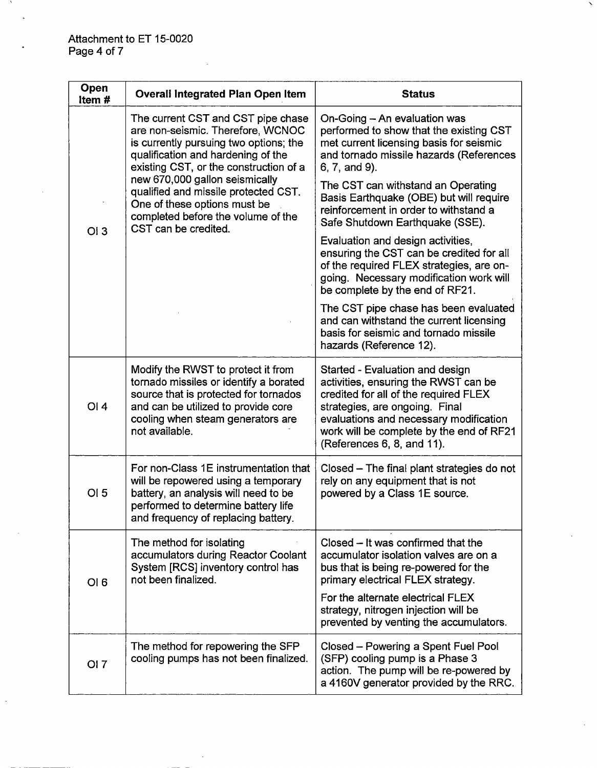| Open Item # | Overall Integrated Plan Open Item | Status |
|---|---|---|
| OI 3 | The current CST and CST pipe chase are non-seismic. Therefore, WCNOC is currently pursuing two options; the qualification and hardening of the existing CST, or the construction of a new 670,000 gallon seismically qualified and missile protected CST. One of these options must be completed before the volume of the CST can be credited. | On-Going – An evaluation was performed to show that the existing CST met current licensing basis for seismic and tornado missile hazards (References 6, 7, and 9).<br><br>The CST can withstand an Operating Basis Earthquake (OBE) but will require reinforcement in order to withstand a Safe Shutdown Earthquake (SSE).<br><br>Evaluation and design activities, ensuring the CST can be credited for all of the required FLEX strategies, are on-going. Necessary modification work will be complete by the end of RF21.<br><br>The CST pipe chase has been evaluated and can withstand the current licensing basis for seismic and tornado missile hazards (Reference 12). |
| OI 4 | Modify the RWST to protect it from tornado missiles or identify a borated source that is protected for tornados and can be utilized to provide core cooling when steam generators are not available. | Started - Evaluation and design activities, ensuring the RWST can be credited for all of the required FLEX strategies, are ongoing. Final evaluations and necessary modification work will be complete by the end of RF21 (References 6, 8, and 11). |
| OI 5 | For non-Class 1E instrumentation that will be repowered using a temporary battery, an analysis will need to be performed to determine battery life and frequency of replacing battery. | Closed – The final plant strategies do not rely on any equipment that is not powered by a Class 1E source. |
| OI 6 | The method for isolating accumulators during Reactor Coolant System [RCS] inventory control has not been finalized. | Closed – It was confirmed that the accumulator isolation valves are on a bus that is being re-powered for the primary electrical FLEX strategy.<br><br>For the alternate electrical FLEX strategy, nitrogen injection will be prevented by venting the accumulators. |
| OI 7 | The method for repowering the SFP cooling pumps has not been finalized. | Closed – Powering a Spent Fuel Pool (SFP) cooling pump is a Phase 3 action. The pump will be re-powered by a 4160V generator provided by the RRC. |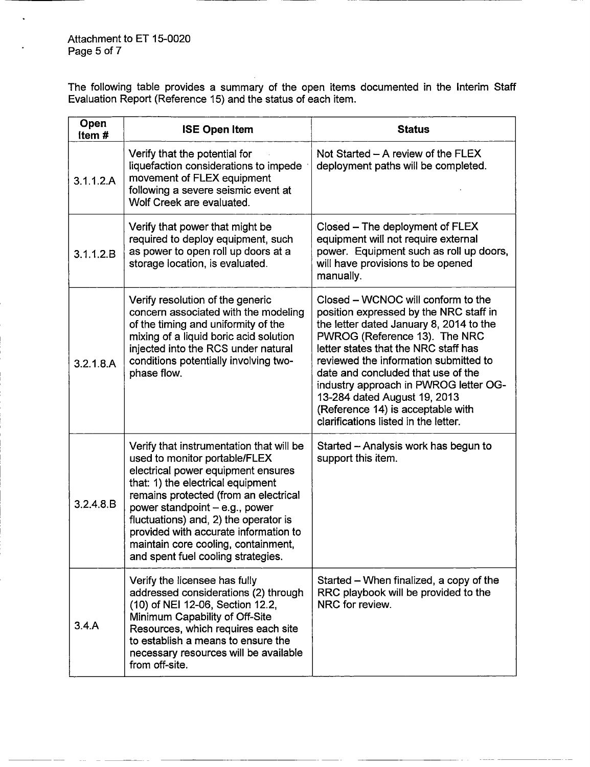The following table provides a summary of the open items documented in the Interim Staff Evaluation Report (Reference 15) and the status of each item.

| Open Item # | ISE Open Item | Status |
|---|---|---|
| 3.1.1.2.A | Verify that the potential for liquefaction considerations to impede movement of FLEX equipment following a severe seismic event at Wolf Creek are evaluated. | Not Started – A review of the FLEX deployment paths will be completed. |
| 3.1.1.2.B | Verify that power that might be required to deploy equipment, such as power to open roll up doors at a storage location, is evaluated. | Closed – The deployment of FLEX equipment will not require external power. Equipment such as roll up doors, will have provisions to be opened manually. |
| 3.2.1.8.A | Verify resolution of the generic concern associated with the modeling of the timing and uniformity of the mixing of a liquid boric acid solution injected into the RCS under natural conditions potentially involving two-phase flow. | Closed – WCNOC will conform to the position expressed by the NRC staff in the letter dated January 8, 2014 to the PWROG (Reference 13). The NRC letter states that the NRC staff has reviewed the information submitted to date and concluded that use of the industry approach in PWROG letter OG-13-284 dated August 19, 2013 (Reference 14) is acceptable with clarifications listed in the letter. |
| 3.2.4.8.B | Verify that instrumentation that will be used to monitor portable/FLEX electrical power equipment ensures that: 1) the electrical equipment remains protected (from an electrical power standpoint – e.g., power fluctuations) and, 2) the operator is provided with accurate information to maintain core cooling, containment, and spent fuel cooling strategies. | Started – Analysis work has begun to support this item. |
| 3.4.A | Verify the licensee has fully addressed considerations (2) through (10) of NEI 12-06, Section 12.2, Minimum Capability of Off-Site Resources, which requires each site to establish a means to ensure the necessary resources will be available from off-site. | Started – When finalized, a copy of the RRC playbook will be provided to the NRC for review. |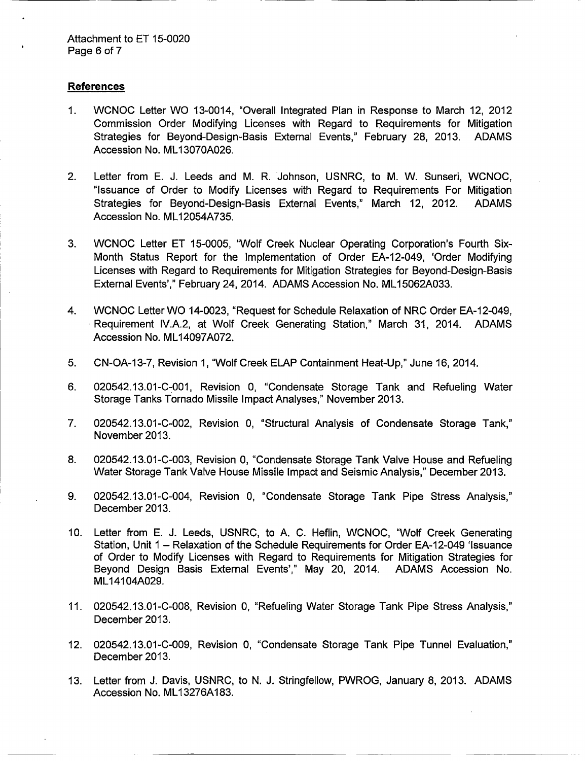## References

1. WCNOC Letter WO 13-0014, "Overall Integrated Plan in Response to March 12, 2012 Commission Order Modifying Licenses with Regard to Requirements for Mitigation Strategies for Beyond-Design-Basis External Events," February 28, 2013. ADAMS Accession No. ML13070A026.

2. Letter from E. J. Leeds and M. R. Johnson, USNRC, to M. W. Sunseri, WCNOC, "Issuance of Order to Modify Licenses with Regard to Requirements For Mitigation Strategies for Beyond-Design-Basis External Events," March 12, 2012. ADAMS Accession No. ML12054A735.

3. WCNOC Letter ET 15-0005, "Wolf Creek Nuclear Operating Corporation's Fourth Six-Month Status Report for the Implementation of Order EA-12-049, 'Order Modifying Licenses with Regard to Requirements for Mitigation Strategies for Beyond-Design-Basis External Events'," February 24, 2014. ADAMS Accession No. ML15062A033.

4. WCNOC Letter WO 14-0023, "Request for Schedule Relaxation of NRC Order EA-12-049, Requirement IV.A.2, at Wolf Creek Generating Station," March 31, 2014. ADAMS Accession No. ML14097A072.

5. CN-OA-13-7, Revision 1, "Wolf Creek ELAP Containment Heat-Up," June 16, 2014.

6. 020542.13.01-C-001, Revision 0, "Condensate Storage Tank and Refueling Water Storage Tanks Tornado Missile Impact Analyses," November 2013.

7. 020542.13.01-C-002, Revision 0, "Structural Analysis of Condensate Storage Tank," November 2013.

8. 020542.13.01-C-003, Revision 0, "Condensate Storage Tank Valve House and Refueling Water Storage Tank Valve House Missile Impact and Seismic Analysis," December 2013.

9. 020542.13.01-C-004, Revision 0, "Condensate Storage Tank Pipe Stress Analysis," December 2013.

10. Letter from E. J. Leeds, USNRC, to A. C. Heflin, WCNOC, "Wolf Creek Generating Station, Unit 1 – Relaxation of the Schedule Requirements for Order EA-12-049 'Issuance of Order to Modify Licenses with Regard to Requirements for Mitigation Strategies for Beyond Design Basis External Events'," May 20, 2014. ADAMS Accession No. ML14104A029.

11. 020542.13.01-C-008, Revision 0, "Refueling Water Storage Tank Pipe Stress Analysis," December 2013.

12. 020542.13.01-C-009, Revision 0, "Condensate Storage Tank Pipe Tunnel Evaluation," December 2013.

13. Letter from J. Davis, USNRC, to N. J. Stringfellow, PWROG, January 8, 2013. ADAMS Accession No. ML13276A183.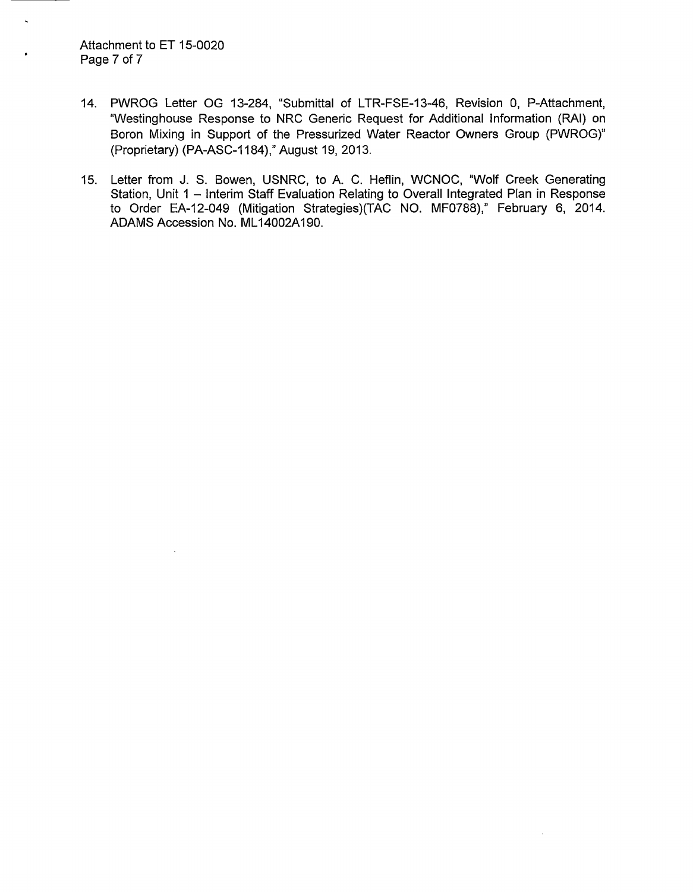14. PWROG Letter OG 13-284, "Submittal of LTR-FSE-13-46, Revision 0, P-Attachment, "Westinghouse Response to NRC Generic Request for Additional Information (RAI) on Boron Mixing in Support of the Pressurized Water Reactor Owners Group (PWROG)" (Proprietary) (PA-ASC-1184)," August 19, 2013.

15. Letter from J. S. Bowen, USNRC, to A. C. Heflin, WCNOC, "Wolf Creek Generating Station, Unit 1 – Interim Staff Evaluation Relating to Overall Integrated Plan in Response to Order EA-12-049 (Mitigation Strategies)(TAC NO. MF0788)," February 6, 2014. ADAMS Accession No. ML14002A190.